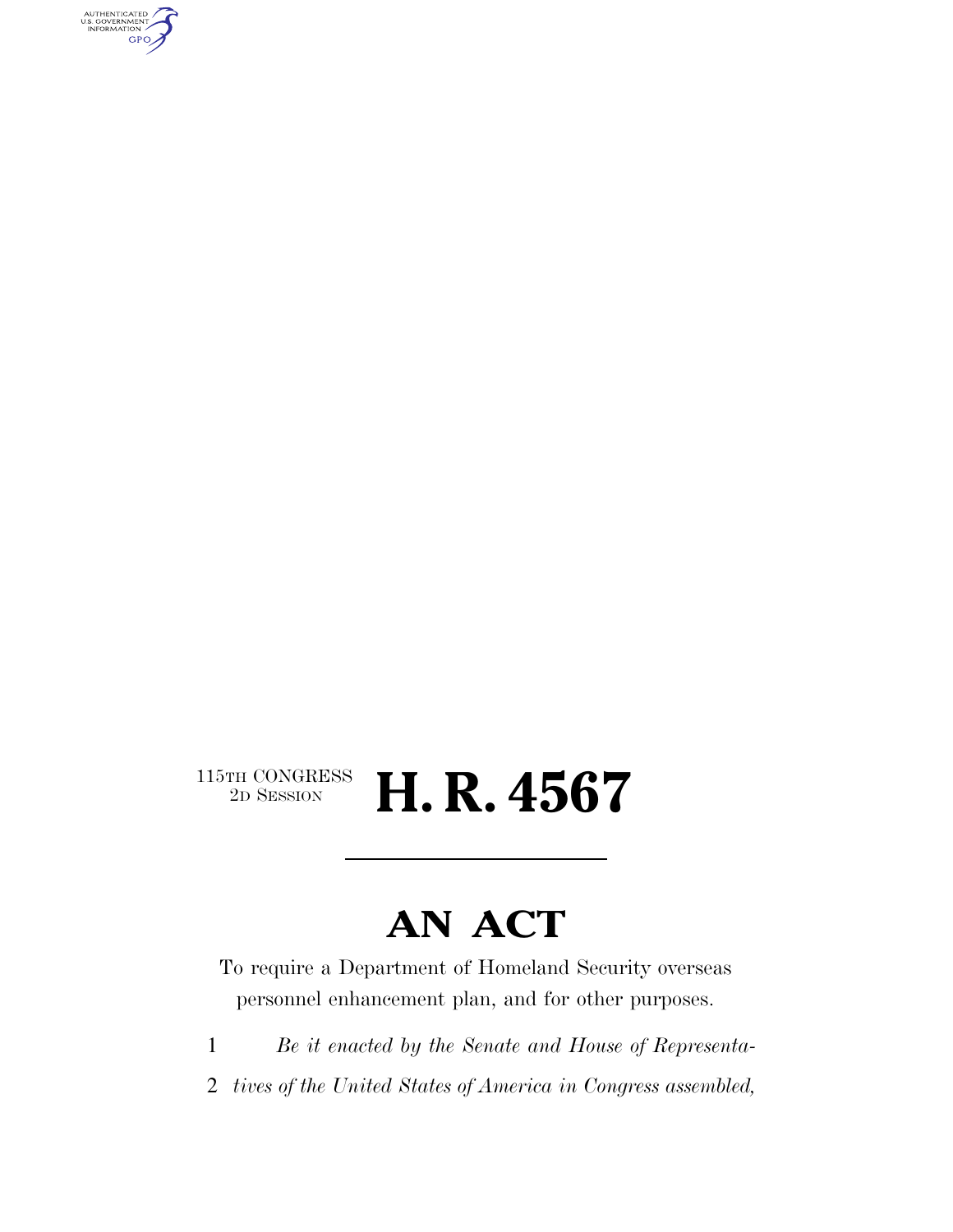115TH CONGRESS
2D SESSION

# H. R. 4567

---

## AN ACT

To require a Department of Homeland Security overseas personnel enhancement plan, and for other purposes.

1 *Be it enacted by the Senate and House of Representa-*

2 *tives of the United States of America in Congress assembled,*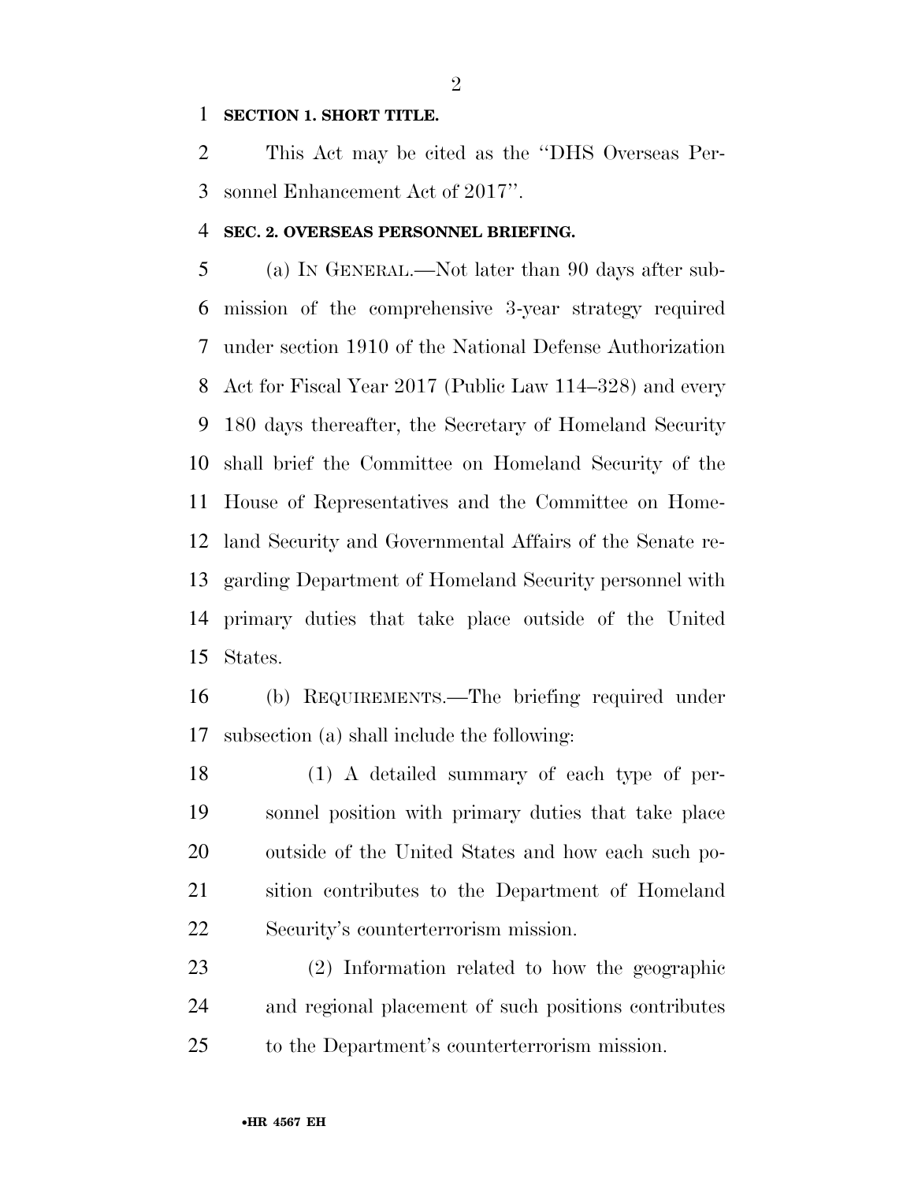**SECTION 1. SHORT TITLE.**

This Act may be cited as the "DHS Overseas Personnel Enhancement Act of 2017".

**SEC. 2. OVERSEAS PERSONNEL BRIEFING.**

(a) IN GENERAL.—Not later than 90 days after submission of the comprehensive 3-year strategy required under section 1910 of the National Defense Authorization Act for Fiscal Year 2017 (Public Law 114–328) and every 180 days thereafter, the Secretary of Homeland Security shall brief the Committee on Homeland Security of the House of Representatives and the Committee on Homeland Security and Governmental Affairs of the Senate regarding Department of Homeland Security personnel with primary duties that take place outside of the United States.

(b) REQUIREMENTS.—The briefing required under subsection (a) shall include the following:

(1) A detailed summary of each type of personnel position with primary duties that take place outside of the United States and how each such position contributes to the Department of Homeland Security's counterterrorism mission.

(2) Information related to how the geographic and regional placement of such positions contributes to the Department's counterterrorism mission.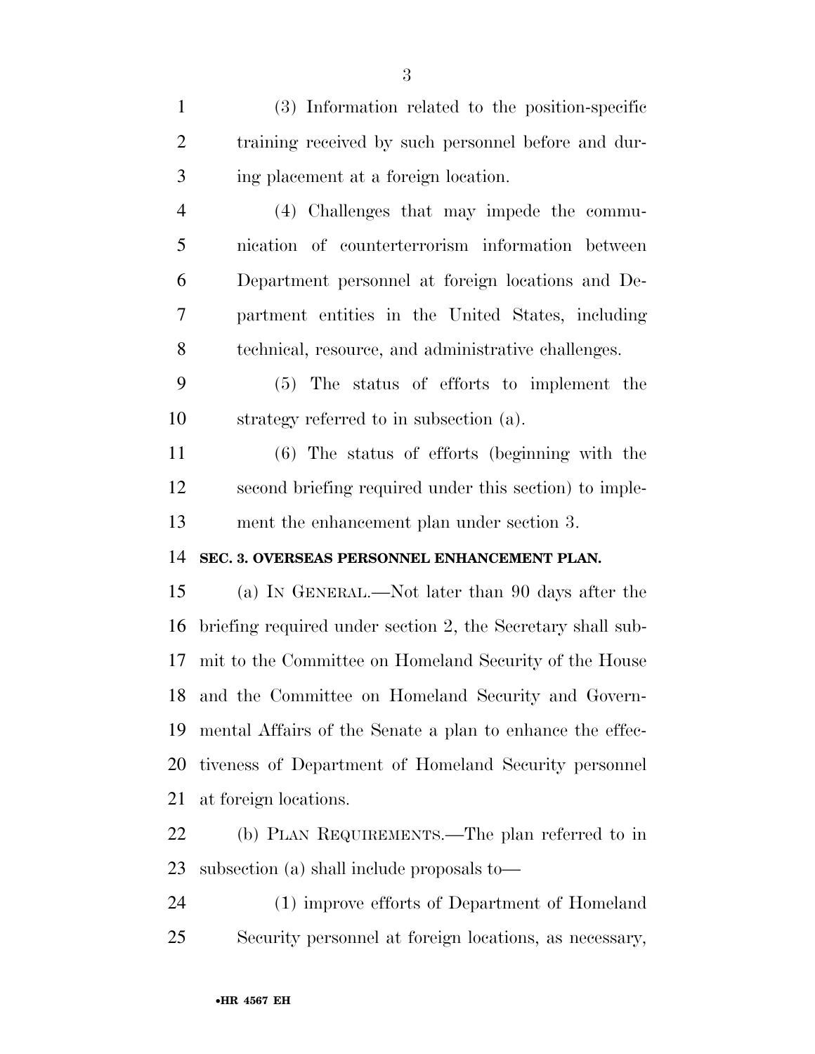(3) Information related to the position-specific training received by such personnel before and during placement at a foreign location.

(4) Challenges that may impede the communication of counterterrorism information between Department personnel at foreign locations and Department entities in the United States, including technical, resource, and administrative challenges.

(5) The status of efforts to implement the strategy referred to in subsection (a).

(6) The status of efforts (beginning with the second briefing required under this section) to implement the enhancement plan under section 3.

**SEC. 3. OVERSEAS PERSONNEL ENHANCEMENT PLAN.**

(a) IN GENERAL.—Not later than 90 days after the briefing required under section 2, the Secretary shall submit to the Committee on Homeland Security of the House and the Committee on Homeland Security and Governmental Affairs of the Senate a plan to enhance the effectiveness of Department of Homeland Security personnel at foreign locations.

(b) PLAN REQUIREMENTS.—The plan referred to in subsection (a) shall include proposals to—

(1) improve efforts of Department of Homeland Security personnel at foreign locations, as necessary,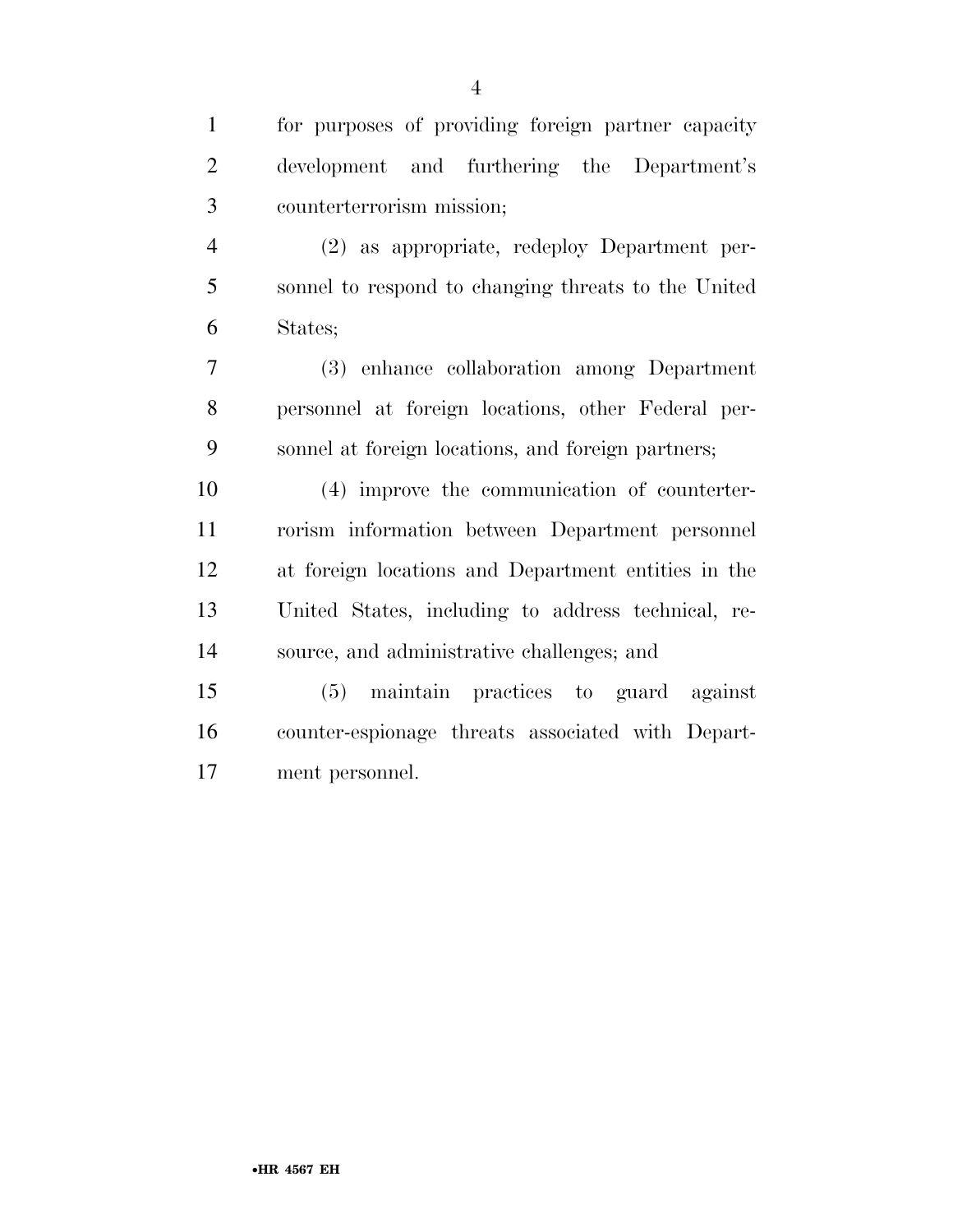for purposes of providing foreign partner capacity development and furthering the Department's counterterrorism mission;

(2) as appropriate, redeploy Department personnel to respond to changing threats to the United States;

(3) enhance collaboration among Department personnel at foreign locations, other Federal personnel at foreign locations, and foreign partners;

(4) improve the communication of counterterrorism information between Department personnel at foreign locations and Department entities in the United States, including to address technical, resource, and administrative challenges; and

(5) maintain practices to guard against counter-espionage threats associated with Department personnel.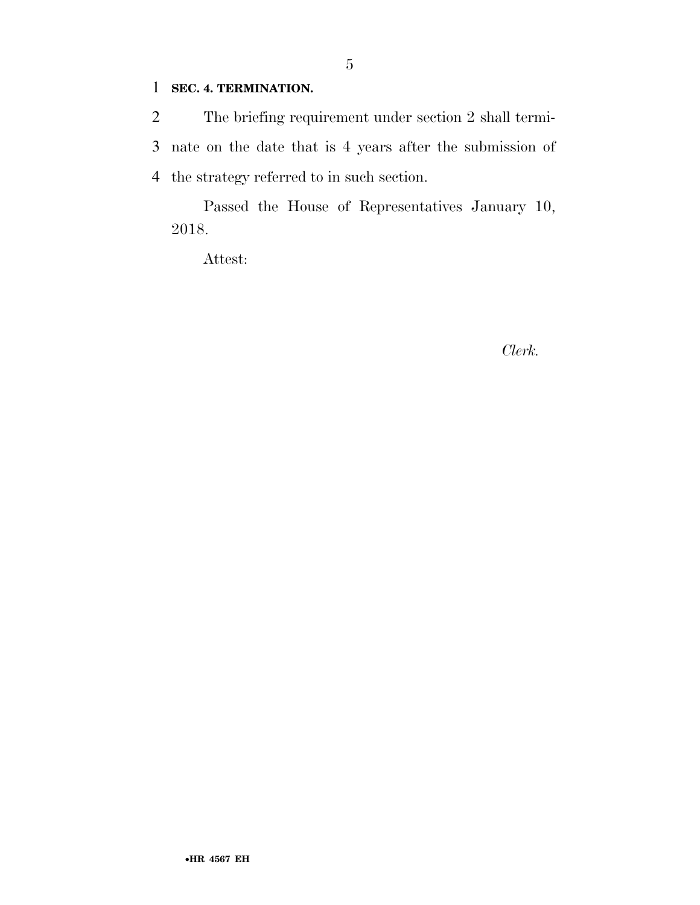**SEC. 4. TERMINATION.**

The briefing requirement under section 2 shall terminate on the date that is 4 years after the submission of the strategy referred to in such section.

Passed the House of Representatives January 10, 2018.

Attest:

*Clerk.*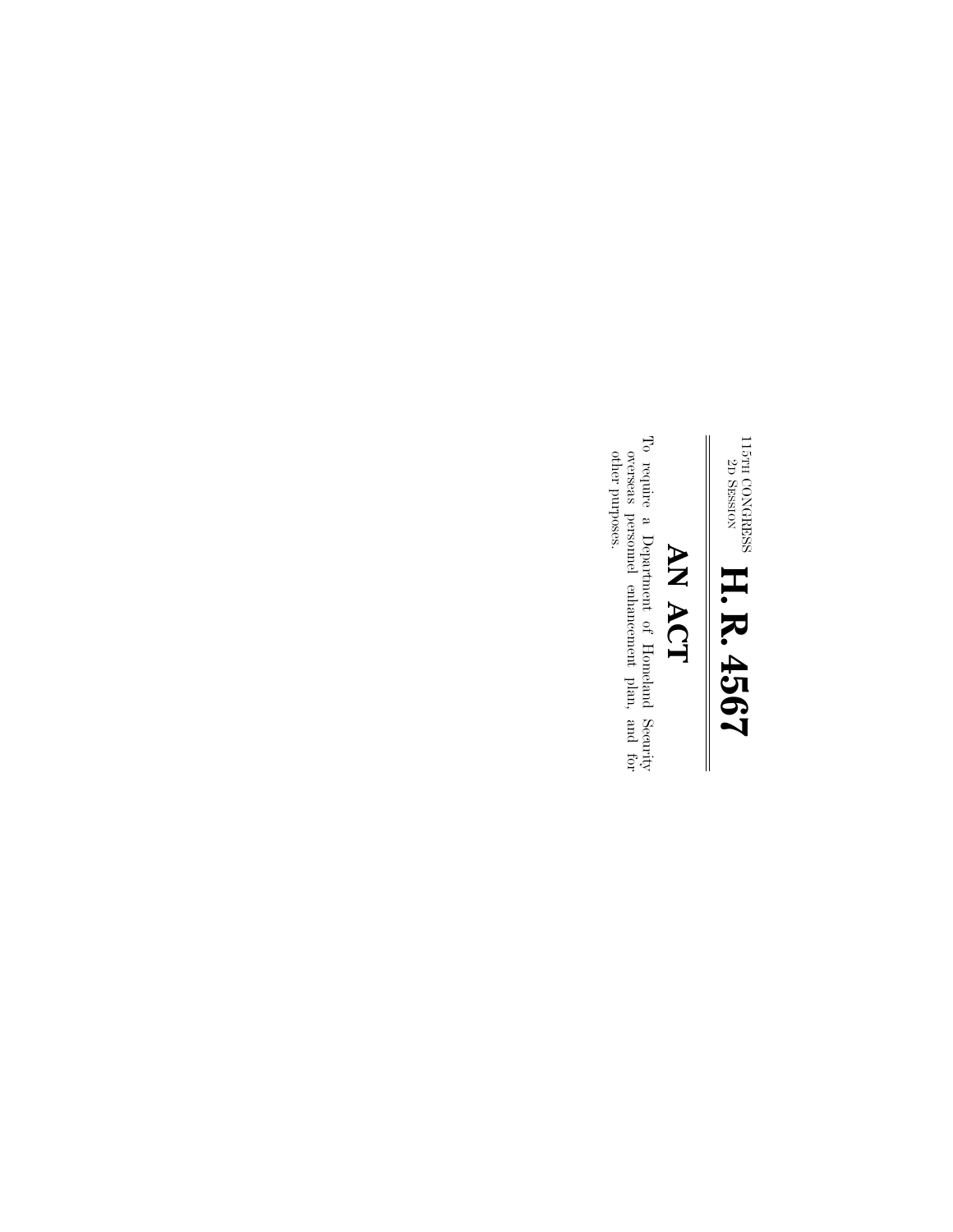115TH CONGRESS
2D SESSION

# H. R. 4567

---

# AN ACT

To require a Department of Homeland Security overseas personnel enhancement plan, and for other purposes.